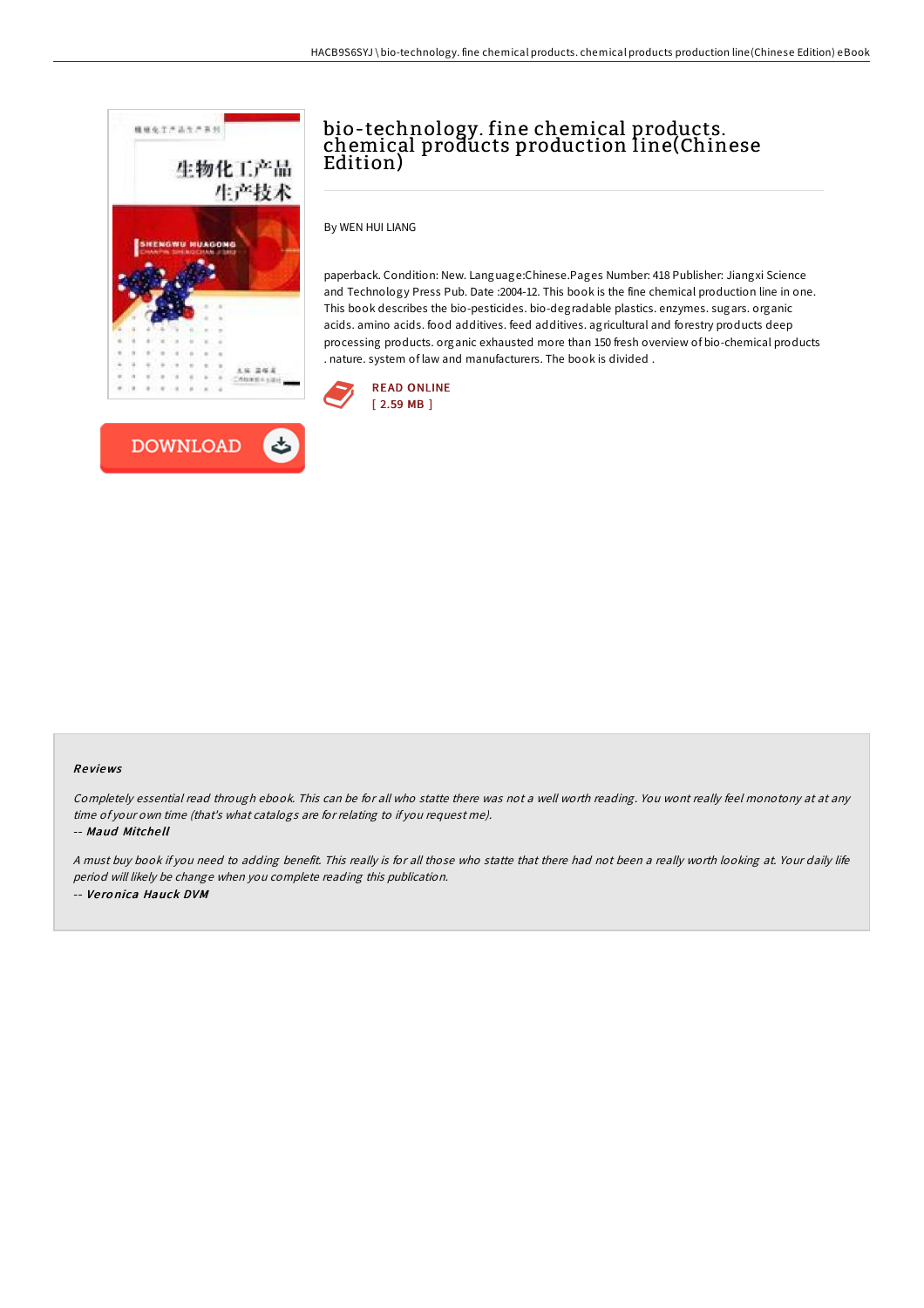# bio-technology. fine chemical products. chemical products production line(Chinese Edition)

By WEN HUI LIANG

paperback. Condition: New. Language:Chinese.Pages Number: 418 Publisher: Jiangxi Science and Technology Press Pub. Date :2004-12. This book is the fine chemical production line in one. This book describes the bio-pesticides. bio-degradable plastics. enzymes. sugars. organic acids. amino acids. food additives. feed additives. agricultural and forestry products deep processing products. organic exhausted more than 150 fresh overview of bio-chemical products . nature. system of law and manufacturers. The book is divided .

READ ONLINE
[ 2.59 MB ]

DOWNLOAD

### Reviews

*Completely essential read through ebook. This can be for all who statte there was not a well worth reading. You wont really feel monotony at at any time of your own time (that's what catalogs are for relating to if you request me).*

*-- **Maud Mitchell***

*A must buy book if you need to adding benefit. This really is for all those who statte that there had not been a really worth looking at. Your daily life period will likely be change when you complete reading this publication.*

*-- **Veronica Hauck DVM***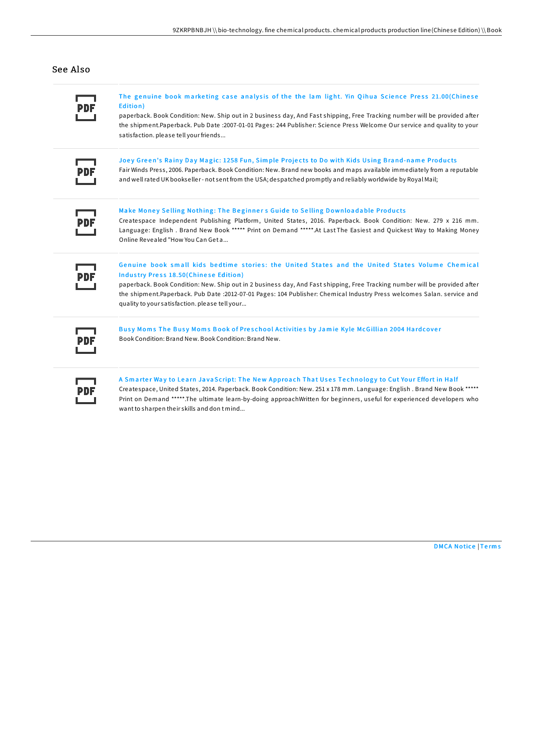## See Also

PDF

**The genuine book marketing case analysis of the the lam light. Yin Qihua Science Press 21.00(Chinese Edition)**

paperback. Book Condition: New. Ship out in 2 business day, And Fast shipping, Free Tracking number will be provided after the shipment.Paperback. Pub Date :2007-01-01 Pages: 244 Publisher: Science Press Welcome Our service and quality to your satisfaction. please tell your friends...

PDF

**Joey Green's Rainy Day Magic: 1258 Fun, Simple Projects to Do with Kids Using Brand-name Products**

Fair Winds Press, 2006. Paperback. Book Condition: New. Brand new books and maps available immediately from a reputable and well rated UK bookseller - not sent from the USA; despatched promptly and reliably worldwide by Royal Mail;

PDF

**Make Money Selling Nothing: The Beginner s Guide to Selling Downloadable Products**

Createspace Independent Publishing Platform, United States, 2016. Paperback. Book Condition: New. 279 x 216 mm. Language: English . Brand New Book ***** Print on Demand *****.At Last The Easiest and Quickest Way to Making Money Online Revealed "How You Can Get a...

PDF

**Genuine book small kids bedtime stories: the United States and the United States Volume Chemical Industry Press 18.50(Chinese Edition)**

paperback. Book Condition: New. Ship out in 2 business day, And Fast shipping, Free Tracking number will be provided after the shipment.Paperback. Pub Date :2012-07-01 Pages: 104 Publisher: Chemical Industry Press welcomes Salan. service and quality to your satisfaction. please tell your...

PDF

**Busy Moms The Busy Moms Book of Preschool Activities by Jamie Kyle McGillian 2004 Hardcover**

Book Condition: Brand New. Book Condition: Brand New.

PDF

**A Smarter Way to Learn JavaScript: The New Approach That Uses Technology to Cut Your Effort in Half**

Createspace, United States, 2014. Paperback. Book Condition: New. 251 x 178 mm. Language: English . Brand New Book ***** Print on Demand *****.The ultimate learn-by-doing approachWritten for beginners, useful for experienced developers who want to sharpen their skills and don t mind...

DMCA Notice | Terms